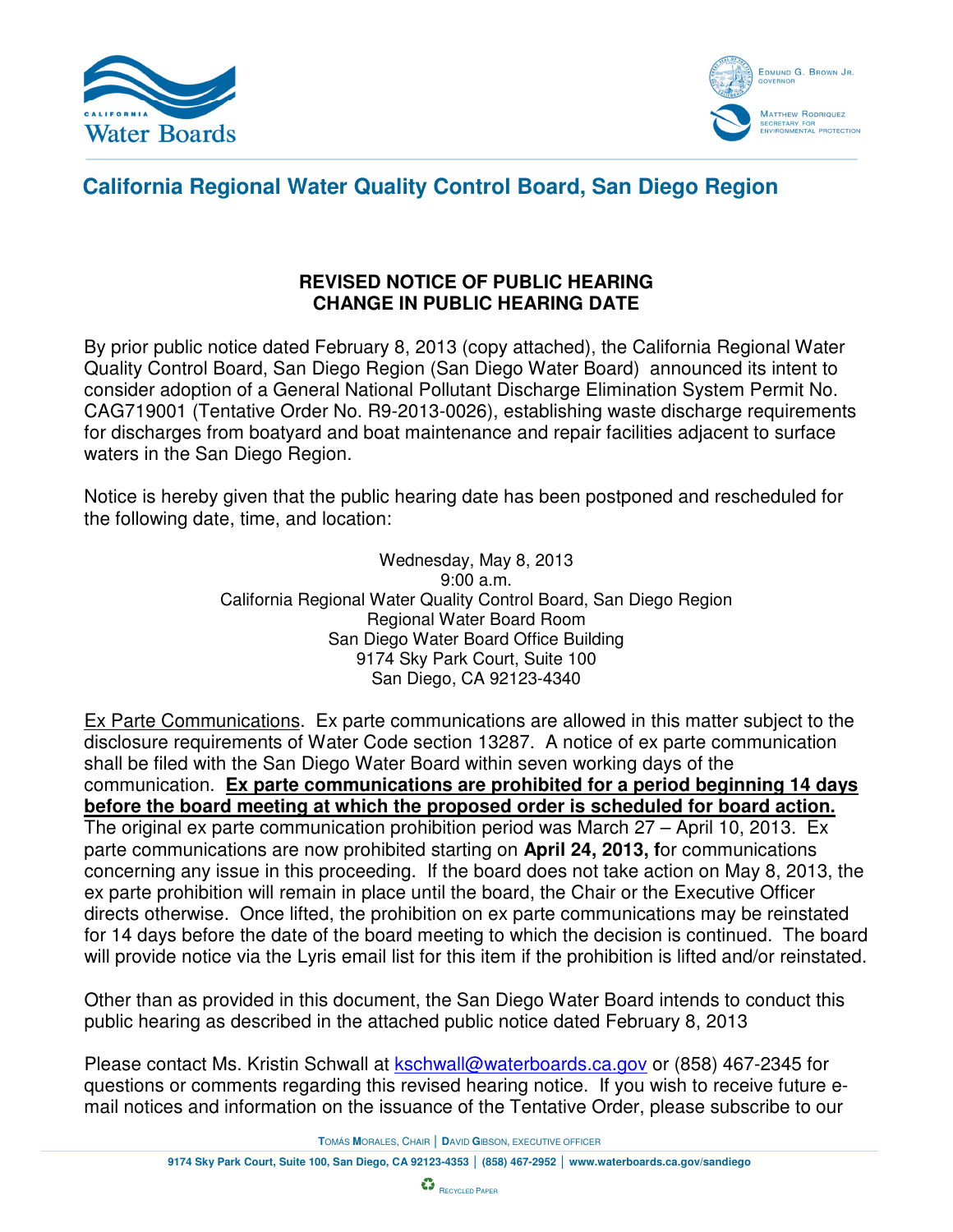# California Regional Water Quality Control Board, San Diego Region

**REVISED NOTICE OF PUBLIC HEARING**
**CHANGE IN PUBLIC HEARING DATE**

By prior public notice dated February 8, 2013 (copy attached), the California Regional Water Quality Control Board, San Diego Region (San Diego Water Board) announced its intent to consider adoption of a General National Pollutant Discharge Elimination System Permit No. CAG719001 (Tentative Order No. R9-2013-0026), establishing waste discharge requirements for discharges from boatyard and boat maintenance and repair facilities adjacent to surface waters in the San Diego Region.

Notice is hereby given that the public hearing date has been postponed and rescheduled for the following date, time, and location:

Wednesday, May 8, 2013
9:00 a.m.
California Regional Water Quality Control Board, San Diego Region
Regional Water Board Room
San Diego Water Board Office Building
9174 Sky Park Court, Suite 100
San Diego, CA 92123-4340

Ex Parte Communications. Ex parte communications are allowed in this matter subject to the disclosure requirements of Water Code section 13287. A notice of ex parte communication shall be filed with the San Diego Water Board within seven working days of the communication. **Ex parte communications are prohibited for a period beginning 14 days before the board meeting at which the proposed order is scheduled for board action.** The original ex parte communication prohibition period was March 27 – April 10, 2013. Ex parte communications are now prohibited starting on **April 24, 2013, f**or communications concerning any issue in this proceeding. If the board does not take action on May 8, 2013, the ex parte prohibition will remain in place until the board, the Chair or the Executive Officer directs otherwise. Once lifted, the prohibition on ex parte communications may be reinstated for 14 days before the date of the board meeting to which the decision is continued. The board will provide notice via the Lyris email list for this item if the prohibition is lifted and/or reinstated.

Other than as provided in this document, the San Diego Water Board intends to conduct this public hearing as described in the attached public notice dated February 8, 2013

Please contact Ms. Kristin Schwall at kschwall@waterboards.ca.gov or (858) 467-2345 for questions or comments regarding this revised hearing notice. If you wish to receive future e-mail notices and information on the issuance of the Tentative Order, please subscribe to our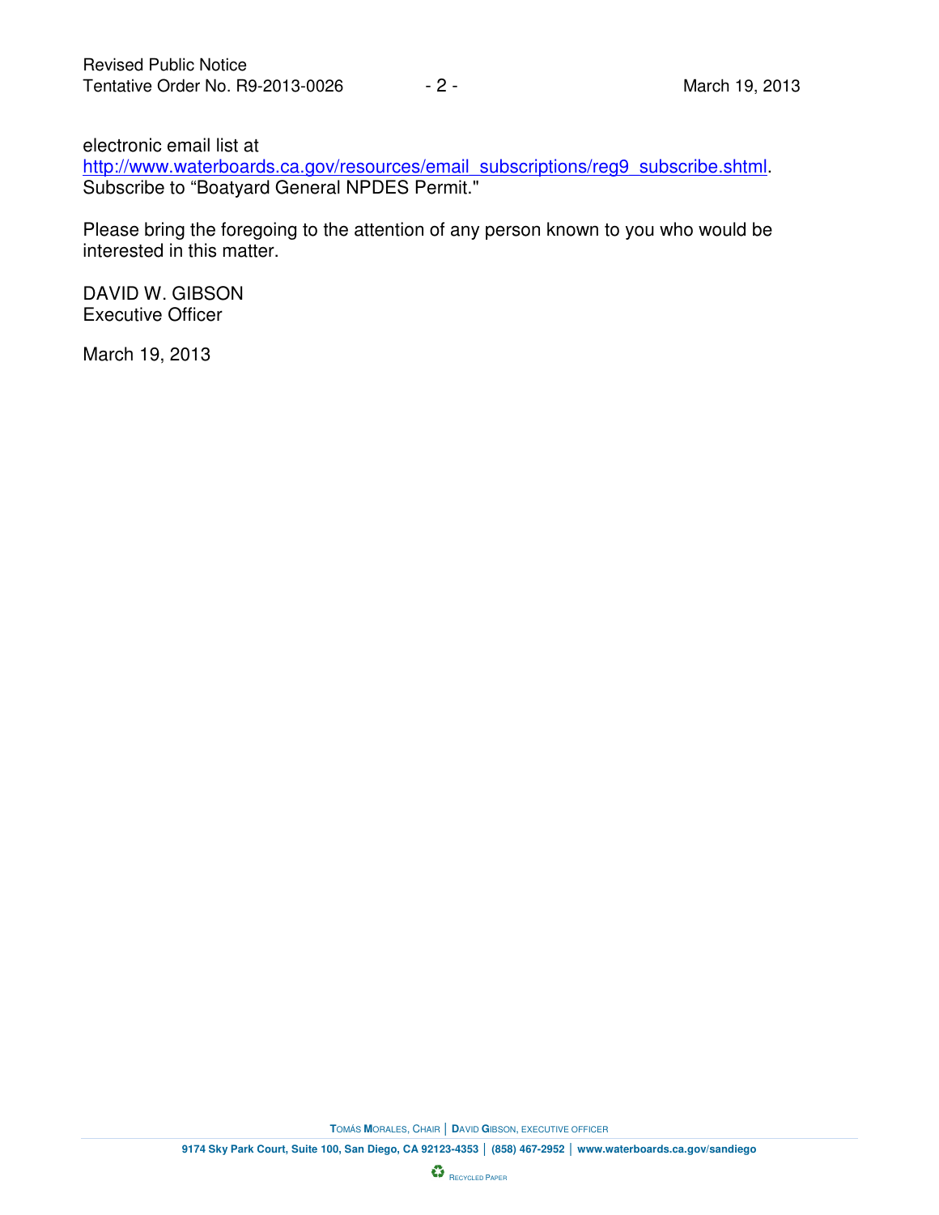electronic email list at [http://www.waterboards.ca.gov/resources/email_subscriptions/reg9_subscribe.shtml](http://www.waterboards.ca.gov/resources/email_subscriptions/reg9_subscribe.shtml). Subscribe to "Boatyard General NPDES Permit."

Please bring the foregoing to the attention of any person known to you who would be interested in this matter.

DAVID W. GIBSON
Executive Officer

March 19, 2013